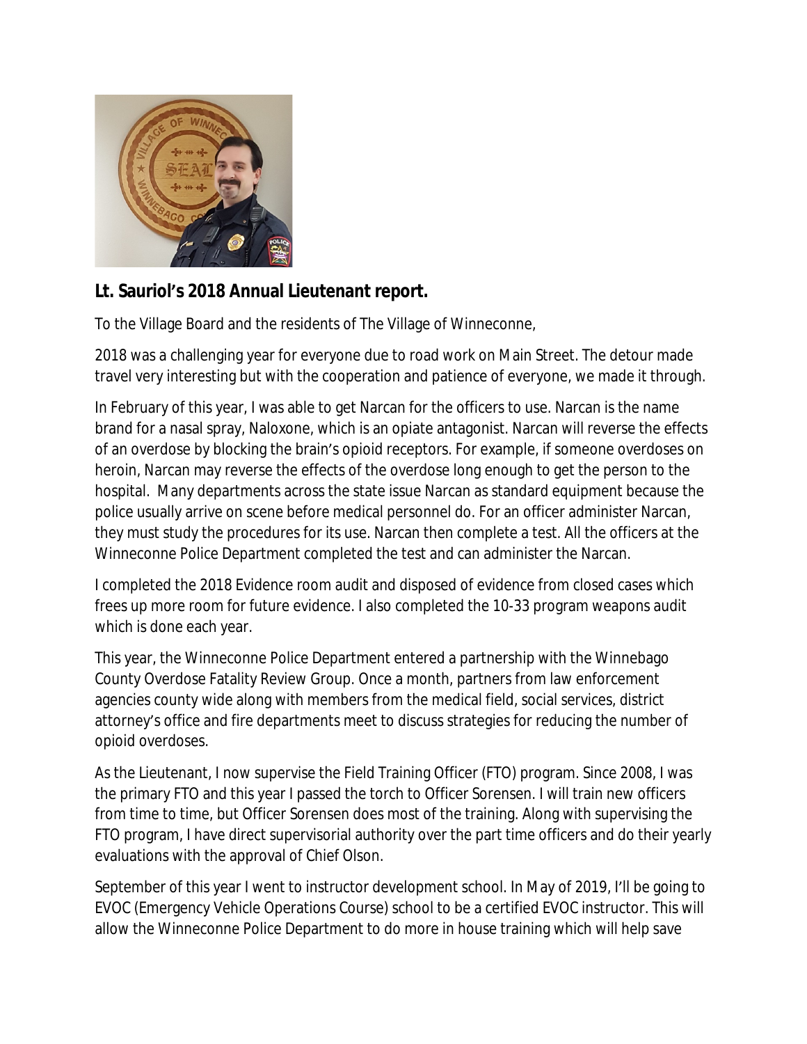**Lt. Sauriol's 2018 Annual Lieutenant report.**

To the Village Board and the residents of The Village of Winneconne,

2018 was a challenging year for everyone due to road work on Main Street. The detour made travel very interesting but with the cooperation and patience of everyone, we made it through.

In February of this year, I was able to get Narcan for the officers to use. Narcan is the name brand for a nasal spray, Naloxone, which is an opiate antagonist. Narcan will reverse the effects of an overdose by blocking the brain's opioid receptors. For example, if someone overdoses on heroin, Narcan may reverse the effects of the overdose long enough to get the person to the hospital. Many departments across the state issue Narcan as standard equipment because the police usually arrive on scene before medical personnel do. For an officer administer Narcan, they must study the procedures for its use. Narcan then complete a test. All the officers at the Winneconne Police Department completed the test and can administer the Narcan.

I completed the 2018 Evidence room audit and disposed of evidence from closed cases which frees up more room for future evidence. I also completed the 10-33 program weapons audit which is done each year.

This year, the Winneconne Police Department entered a partnership with the Winnebago County Overdose Fatality Review Group. Once a month, partners from law enforcement agencies county wide along with members from the medical field, social services, district attorney's office and fire departments meet to discuss strategies for reducing the number of opioid overdoses.

As the Lieutenant, I now supervise the Field Training Officer (FTO) program. Since 2008, I was the primary FTO and this year I passed the torch to Officer Sorensen. I will train new officers from time to time, but Officer Sorensen does most of the training. Along with supervising the FTO program, I have direct supervisorial authority over the part time officers and do their yearly evaluations with the approval of Chief Olson.

September of this year I went to instructor development school. In May of 2019, I'll be going to EVOC (Emergency Vehicle Operations Course) school to be a certified EVOC instructor. This will allow the Winneconne Police Department to do more in house training which will help save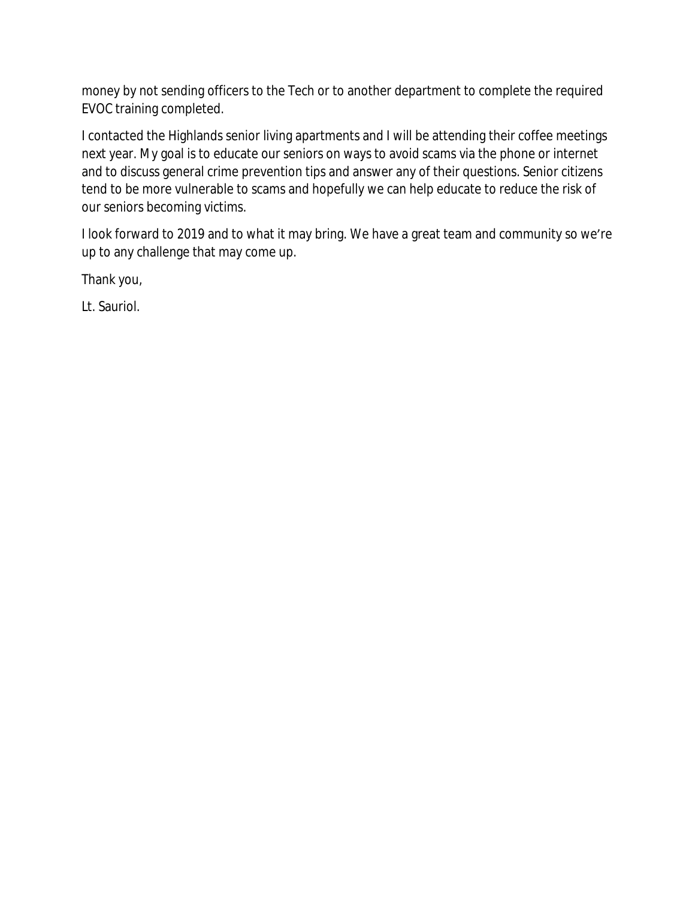money by not sending officers to the Tech or to another department to complete the required EVOC training completed.

I contacted the Highlands senior living apartments and I will be attending their coffee meetings next year. My goal is to educate our seniors on ways to avoid scams via the phone or internet and to discuss general crime prevention tips and answer any of their questions. Senior citizens tend to be more vulnerable to scams and hopefully we can help educate to reduce the risk of our seniors becoming victims.

I look forward to 2019 and to what it may bring. We have a great team and community so we're up to any challenge that may come up.

Thank you,

Lt. Sauriol.